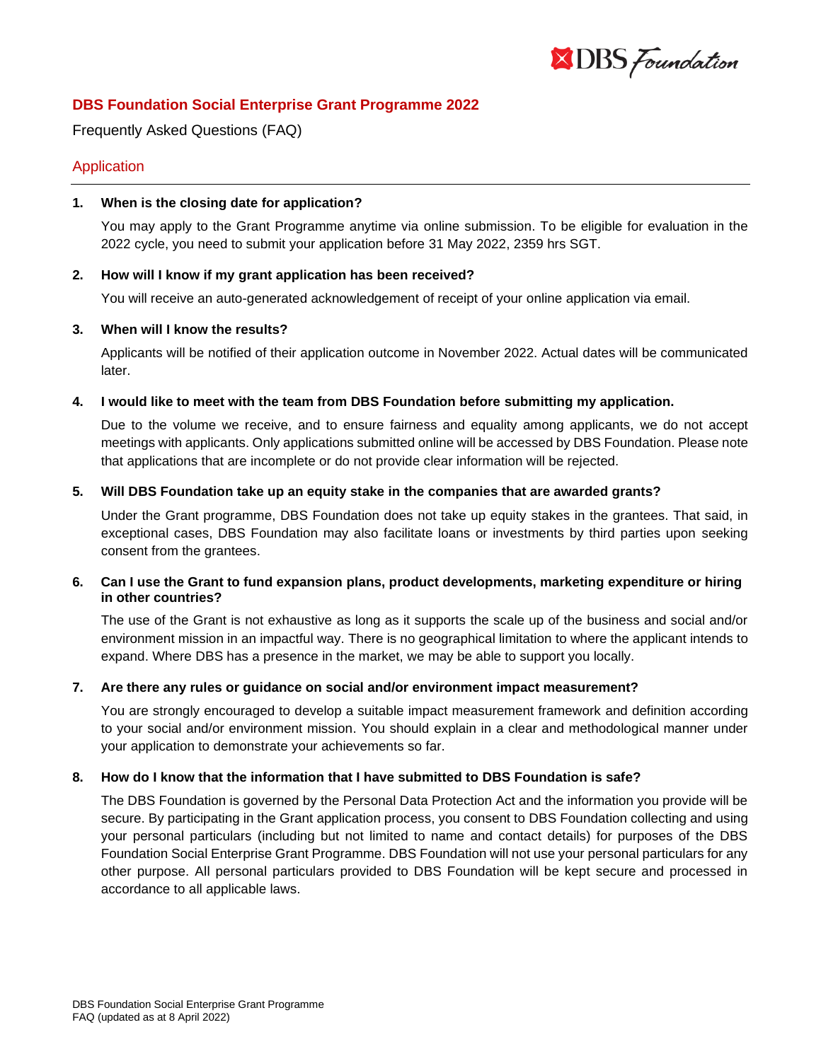# DBS Foundation Social Enterprise Grant Programme 2022

Frequently Asked Questions (FAQ)

## Application

**1. When is the closing date for application?**

You may apply to the Grant Programme anytime via online submission. To be eligible for evaluation in the 2022 cycle, you need to submit your application before 31 May 2022, 2359 hrs SGT.

**2. How will I know if my grant application has been received?**

You will receive an auto-generated acknowledgement of receipt of your online application via email.

**3. When will I know the results?**

Applicants will be notified of their application outcome in November 2022. Actual dates will be communicated later.

**4. I would like to meet with the team from DBS Foundation before submitting my application.**

Due to the volume we receive, and to ensure fairness and equality among applicants, we do not accept meetings with applicants. Only applications submitted online will be accessed by DBS Foundation. Please note that applications that are incomplete or do not provide clear information will be rejected.

**5. Will DBS Foundation take up an equity stake in the companies that are awarded grants?**

Under the Grant programme, DBS Foundation does not take up equity stakes in the grantees. That said, in exceptional cases, DBS Foundation may also facilitate loans or investments by third parties upon seeking consent from the grantees.

**6. Can I use the Grant to fund expansion plans, product developments, marketing expenditure or hiring in other countries?**

The use of the Grant is not exhaustive as long as it supports the scale up of the business and social and/or environment mission in an impactful way. There is no geographical limitation to where the applicant intends to expand. Where DBS has a presence in the market, we may be able to support you locally.

**7. Are there any rules or guidance on social and/or environment impact measurement?**

You are strongly encouraged to develop a suitable impact measurement framework and definition according to your social and/or environment mission. You should explain in a clear and methodological manner under your application to demonstrate your achievements so far.

**8. How do I know that the information that I have submitted to DBS Foundation is safe?**

The DBS Foundation is governed by the Personal Data Protection Act and the information you provide will be secure. By participating in the Grant application process, you consent to DBS Foundation collecting and using your personal particulars (including but not limited to name and contact details) for purposes of the DBS Foundation Social Enterprise Grant Programme. DBS Foundation will not use your personal particulars for any other purpose. All personal particulars provided to DBS Foundation will be kept secure and processed in accordance to all applicable laws.

DBS Foundation Social Enterprise Grant Programme
FAQ (updated as at 8 April 2022)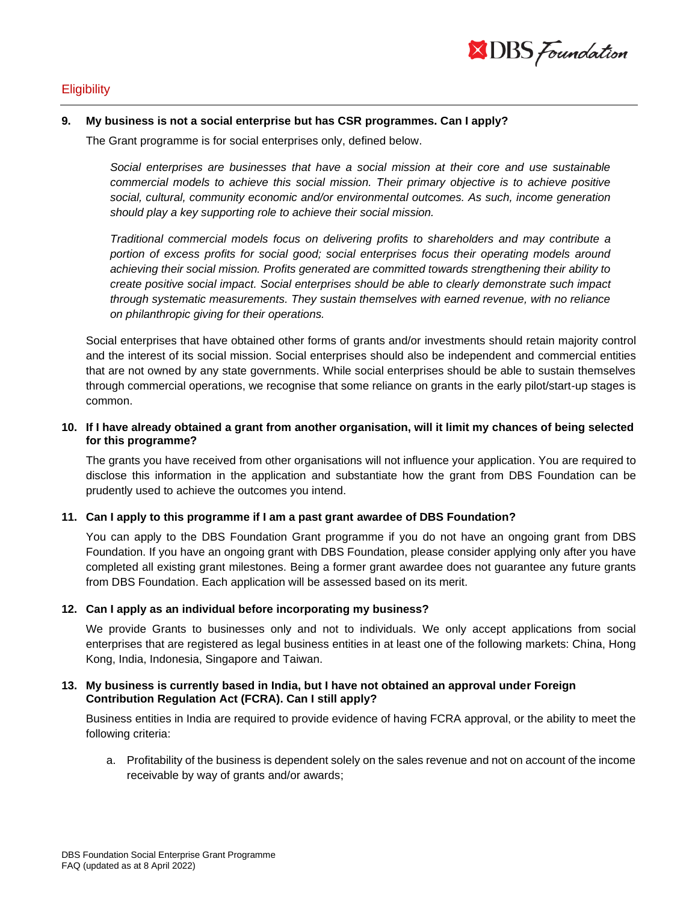## Eligibility

**9. My business is not a social enterprise but has CSR programmes. Can I apply?**

The Grant programme is for social enterprises only, defined below.

> *Social enterprises are businesses that have a social mission at their core and use sustainable commercial models to achieve this social mission. Their primary objective is to achieve positive social, cultural, community economic and/or environmental outcomes. As such, income generation should play a key supporting role to achieve their social mission.*
>
> *Traditional commercial models focus on delivering profits to shareholders and may contribute a portion of excess profits for social good; social enterprises focus their operating models around achieving their social mission. Profits generated are committed towards strengthening their ability to create positive social impact. Social enterprises should be able to clearly demonstrate such impact through systematic measurements. They sustain themselves with earned revenue, with no reliance on philanthropic giving for their operations.*

Social enterprises that have obtained other forms of grants and/or investments should retain majority control and the interest of its social mission. Social enterprises should also be independent and commercial entities that are not owned by any state governments. While social enterprises should be able to sustain themselves through commercial operations, we recognise that some reliance on grants in the early pilot/start-up stages is common.

**10. If I have already obtained a grant from another organisation, will it limit my chances of being selected for this programme?**

The grants you have received from other organisations will not influence your application. You are required to disclose this information in the application and substantiate how the grant from DBS Foundation can be prudently used to achieve the outcomes you intend.

**11. Can I apply to this programme if I am a past grant awardee of DBS Foundation?**

You can apply to the DBS Foundation Grant programme if you do not have an ongoing grant from DBS Foundation. If you have an ongoing grant with DBS Foundation, please consider applying only after you have completed all existing grant milestones. Being a former grant awardee does not guarantee any future grants from DBS Foundation. Each application will be assessed based on its merit.

**12. Can I apply as an individual before incorporating my business?**

We provide Grants to businesses only and not to individuals. We only accept applications from social enterprises that are registered as legal business entities in at least one of the following markets: China, Hong Kong, India, Indonesia, Singapore and Taiwan.

**13. My business is currently based in India, but I have not obtained an approval under Foreign Contribution Regulation Act (FCRA). Can I still apply?**

Business entities in India are required to provide evidence of having FCRA approval, or the ability to meet the following criteria:

a. Profitability of the business is dependent solely on the sales revenue and not on account of the income receivable by way of grants and/or awards;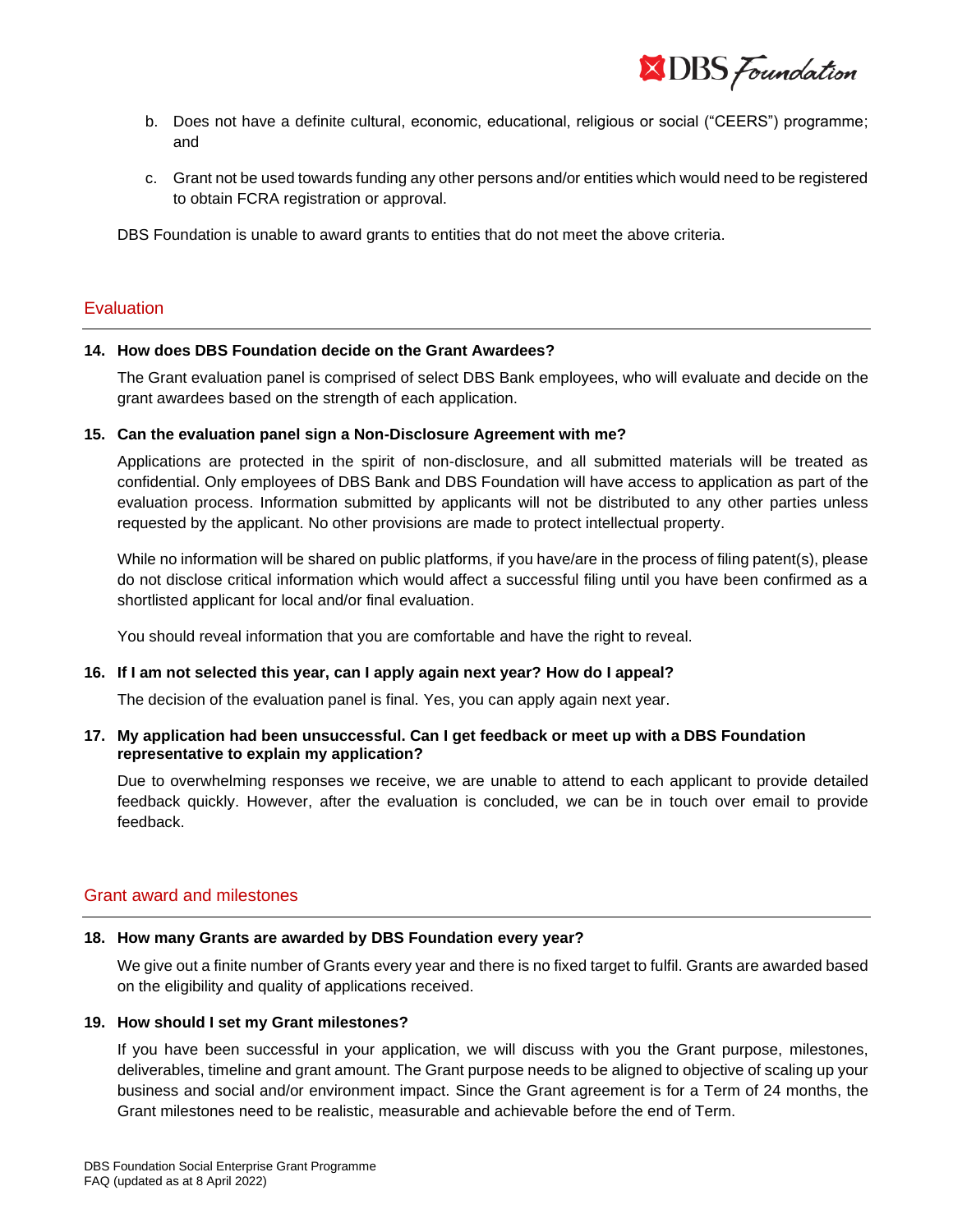b. Does not have a definite cultural, economic, educational, religious or social ("CEERS") programme; and

c. Grant not be used towards funding any other persons and/or entities which would need to be registered to obtain FCRA registration or approval.

DBS Foundation is unable to award grants to entities that do not meet the above criteria.

## Evaluation

**14. How does DBS Foundation decide on the Grant Awardees?**

The Grant evaluation panel is comprised of select DBS Bank employees, who will evaluate and decide on the grant awardees based on the strength of each application.

**15. Can the evaluation panel sign a Non-Disclosure Agreement with me?**

Applications are protected in the spirit of non-disclosure, and all submitted materials will be treated as confidential. Only employees of DBS Bank and DBS Foundation will have access to application as part of the evaluation process. Information submitted by applicants will not be distributed to any other parties unless requested by the applicant. No other provisions are made to protect intellectual property.

While no information will be shared on public platforms, if you have/are in the process of filing patent(s), please do not disclose critical information which would affect a successful filing until you have been confirmed as a shortlisted applicant for local and/or final evaluation.

You should reveal information that you are comfortable and have the right to reveal.

**16. If I am not selected this year, can I apply again next year? How do I appeal?**

The decision of the evaluation panel is final. Yes, you can apply again next year.

**17. My application had been unsuccessful. Can I get feedback or meet up with a DBS Foundation representative to explain my application?**

Due to overwhelming responses we receive, we are unable to attend to each applicant to provide detailed feedback quickly. However, after the evaluation is concluded, we can be in touch over email to provide feedback.

## Grant award and milestones

**18. How many Grants are awarded by DBS Foundation every year?**

We give out a finite number of Grants every year and there is no fixed target to fulfil. Grants are awarded based on the eligibility and quality of applications received.

**19. How should I set my Grant milestones?**

If you have been successful in your application, we will discuss with you the Grant purpose, milestones, deliverables, timeline and grant amount. The Grant purpose needs to be aligned to objective of scaling up your business and social and/or environment impact. Since the Grant agreement is for a Term of 24 months, the Grant milestones need to be realistic, measurable and achievable before the end of Term.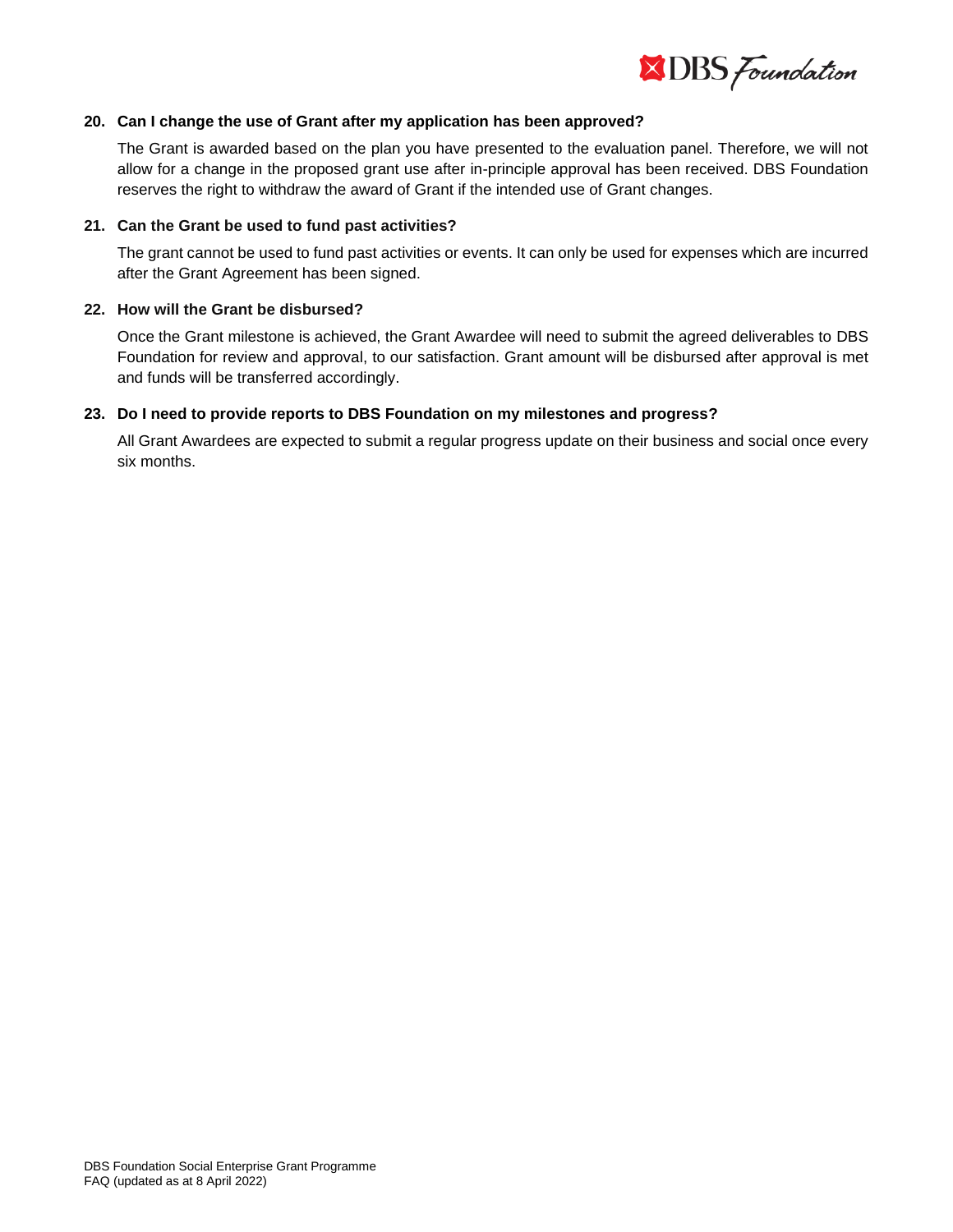**20. Can I change the use of Grant after my application has been approved?**

The Grant is awarded based on the plan you have presented to the evaluation panel. Therefore, we will not allow for a change in the proposed grant use after in-principle approval has been received. DBS Foundation reserves the right to withdraw the award of Grant if the intended use of Grant changes.

**21. Can the Grant be used to fund past activities?**

The grant cannot be used to fund past activities or events. It can only be used for expenses which are incurred after the Grant Agreement has been signed.

**22. How will the Grant be disbursed?**

Once the Grant milestone is achieved, the Grant Awardee will need to submit the agreed deliverables to DBS Foundation for review and approval, to our satisfaction. Grant amount will be disbursed after approval is met and funds will be transferred accordingly.

**23. Do I need to provide reports to DBS Foundation on my milestones and progress?**

All Grant Awardees are expected to submit a regular progress update on their business and social once every six months.